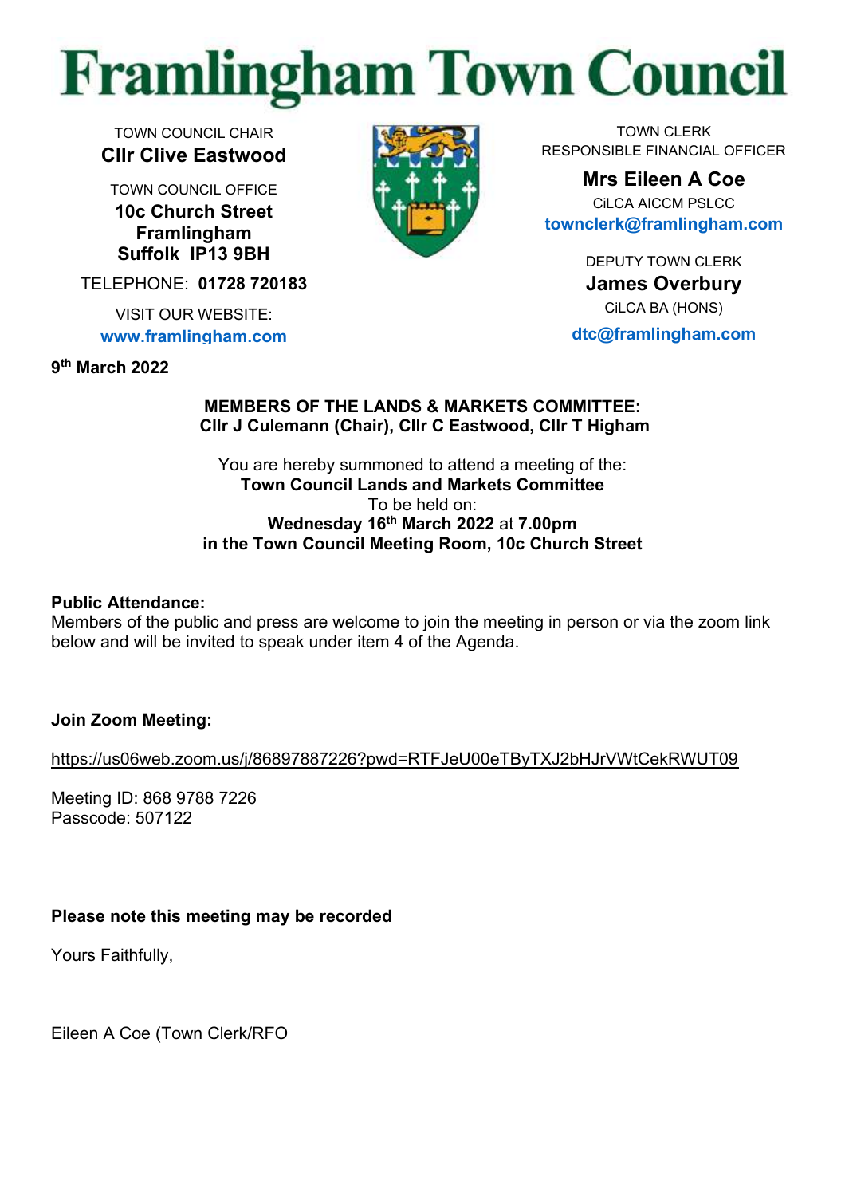# Framlingham Town Council

TOWN COUNCIL CHAIR
**Cllr Clive Eastwood**

TOWN COUNCIL OFFICE
**10c Church Street**
**Framlingham**
**Suffolk IP13 9BH**

TELEPHONE: **01728 720183**

VISIT OUR WEBSITE:
**www.framlingham.com**

TOWN CLERK
RESPONSIBLE FINANCIAL OFFICER

**Mrs Eileen A Coe**
CiLCA AICCM PSLCC
**townclerk@framlingham.com**

DEPUTY TOWN CLERK
**James Overbury**
CiLCA BA (HONS)
**dtc@framlingham.com**

**9th March 2022**

**MEMBERS OF THE LANDS & MARKETS COMMITTEE:**
**Cllr J Culemann (Chair), Cllr C Eastwood, Cllr T Higham**

You are hereby summoned to attend a meeting of the:
**Town Council Lands and Markets Committee**
To be held on:
**Wednesday 16th March 2022** at **7.00pm**
**in the Town Council Meeting Room, 10c Church Street**

**Public Attendance:**
Members of the public and press are welcome to join the meeting in person or via the zoom link below and will be invited to speak under item 4 of the Agenda.

**Join Zoom Meeting:**

https://us06web.zoom.us/j/86897887226?pwd=RTFJeU00eTByTXJ2bHJrVWtCekRWUT09

Meeting ID: 868 9788 7226
Passcode: 507122

**Please note this meeting may be recorded**

Yours Faithfully,

Eileen A Coe (Town Clerk/RFO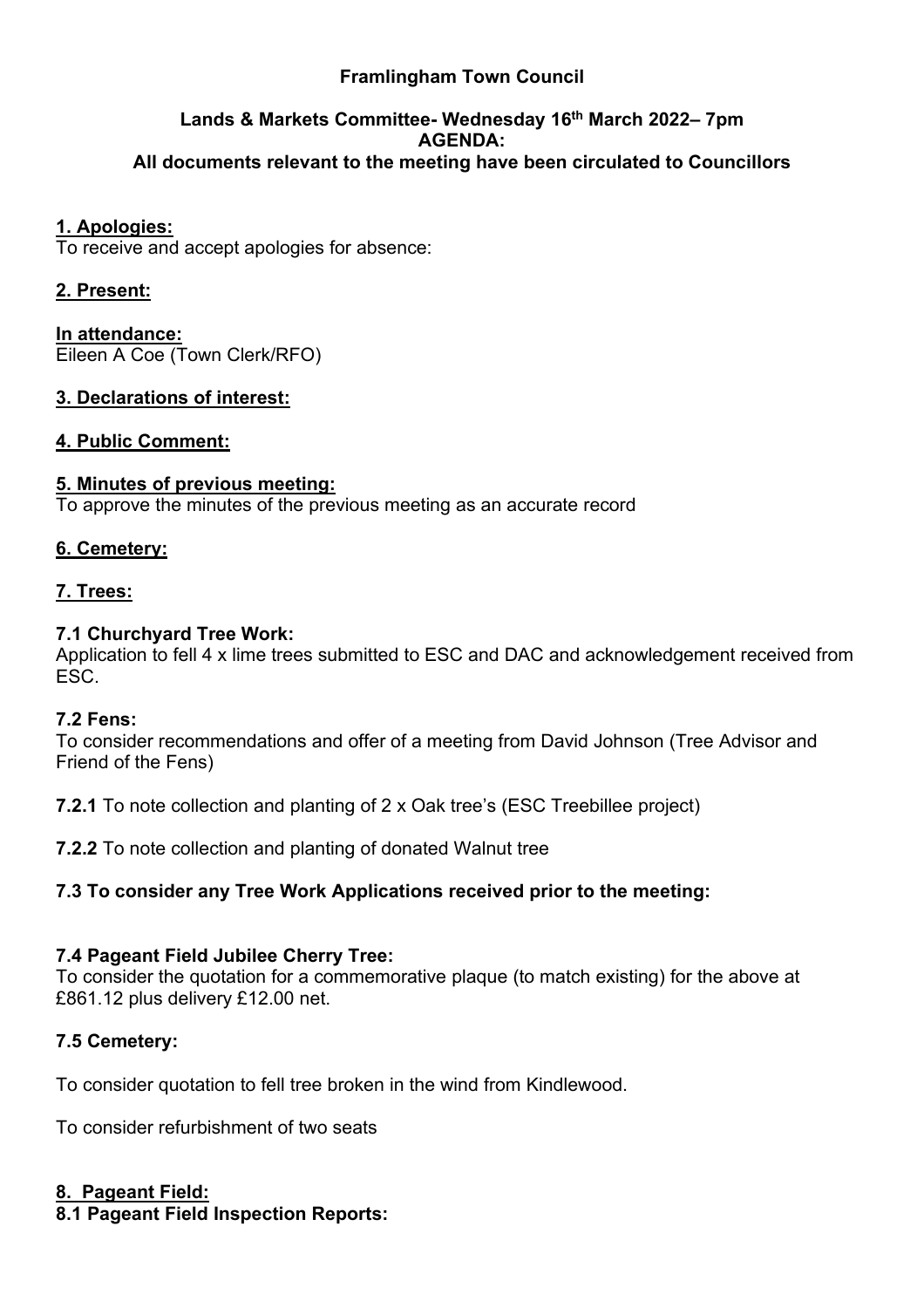**Framlingham Town Council**

**Lands & Markets Committee- Wednesday 16th March 2022– 7pm**
**AGENDA:**
**All documents relevant to the meeting have been circulated to Councillors**

**1. Apologies:**
To receive and accept apologies for absence:

**2. Present:**

**In attendance:**
Eileen A Coe (Town Clerk/RFO)

**3. Declarations of interest:**

**4. Public Comment:**

**5. Minutes of previous meeting:**
To approve the minutes of the previous meeting as an accurate record

**6. Cemetery:**

**7. Trees:**

**7.1 Churchyard Tree Work:**
Application to fell 4 x lime trees submitted to ESC and DAC and acknowledgement received from ESC.

**7.2 Fens:**
To consider recommendations and offer of a meeting from David Johnson (Tree Advisor and Friend of the Fens)

**7.2.1** To note collection and planting of 2 x Oak tree's (ESC Treebillee project)

**7.2.2** To note collection and planting of donated Walnut tree

**7.3 To consider any Tree Work Applications received prior to the meeting:**

**7.4 Pageant Field Jubilee Cherry Tree:**
To consider the quotation for a commemorative plaque (to match existing) for the above at £861.12 plus delivery £12.00 net.

**7.5 Cemetery:**

To consider quotation to fell tree broken in the wind from Kindlewood.

To consider refurbishment of two seats

**8. Pageant Field:**
**8.1 Pageant Field Inspection Reports:**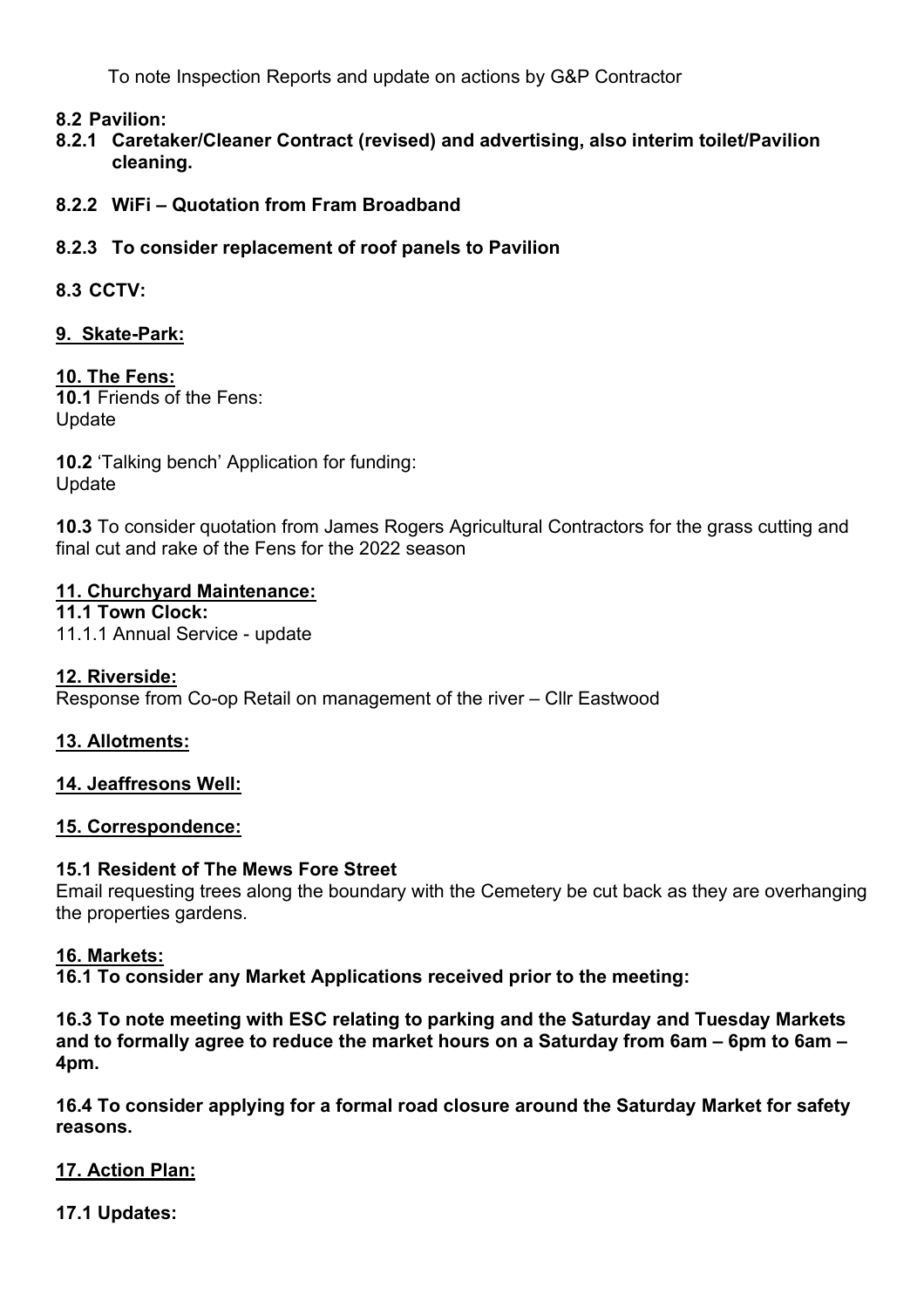To note Inspection Reports and update on actions by G&P Contractor

**8.2 Pavilion:**

**8.2.1 Caretaker/Cleaner Contract (revised) and advertising, also interim toilet/Pavilion cleaning.**

**8.2.2 WiFi – Quotation from Fram Broadband**

**8.2.3 To consider replacement of roof panels to Pavilion**

**8.3 CCTV:**

**9. Skate-Park:**

**10. The Fens:**

**10.1** Friends of the Fens:
Update

**10.2** 'Talking bench' Application for funding:
Update

**10.3** To consider quotation from James Rogers Agricultural Contractors for the grass cutting and final cut and rake of the Fens for the 2022 season

**11. Churchyard Maintenance:**

**11.1 Town Clock:**

11.1.1 Annual Service - update

**12. Riverside:**

Response from Co-op Retail on management of the river – Cllr Eastwood

**13. Allotments:**

**14. Jeaffresons Well:**

**15. Correspondence:**

**15.1 Resident of The Mews Fore Street**

Email requesting trees along the boundary with the Cemetery be cut back as they are overhanging the properties gardens.

**16. Markets:**

**16.1 To consider any Market Applications received prior to the meeting:**

**16.3 To note meeting with ESC relating to parking and the Saturday and Tuesday Markets and to formally agree to reduce the market hours on a Saturday from 6am – 6pm to 6am – 4pm.**

**16.4 To consider applying for a formal road closure around the Saturday Market for safety reasons.**

**17. Action Plan:**

**17.1 Updates:**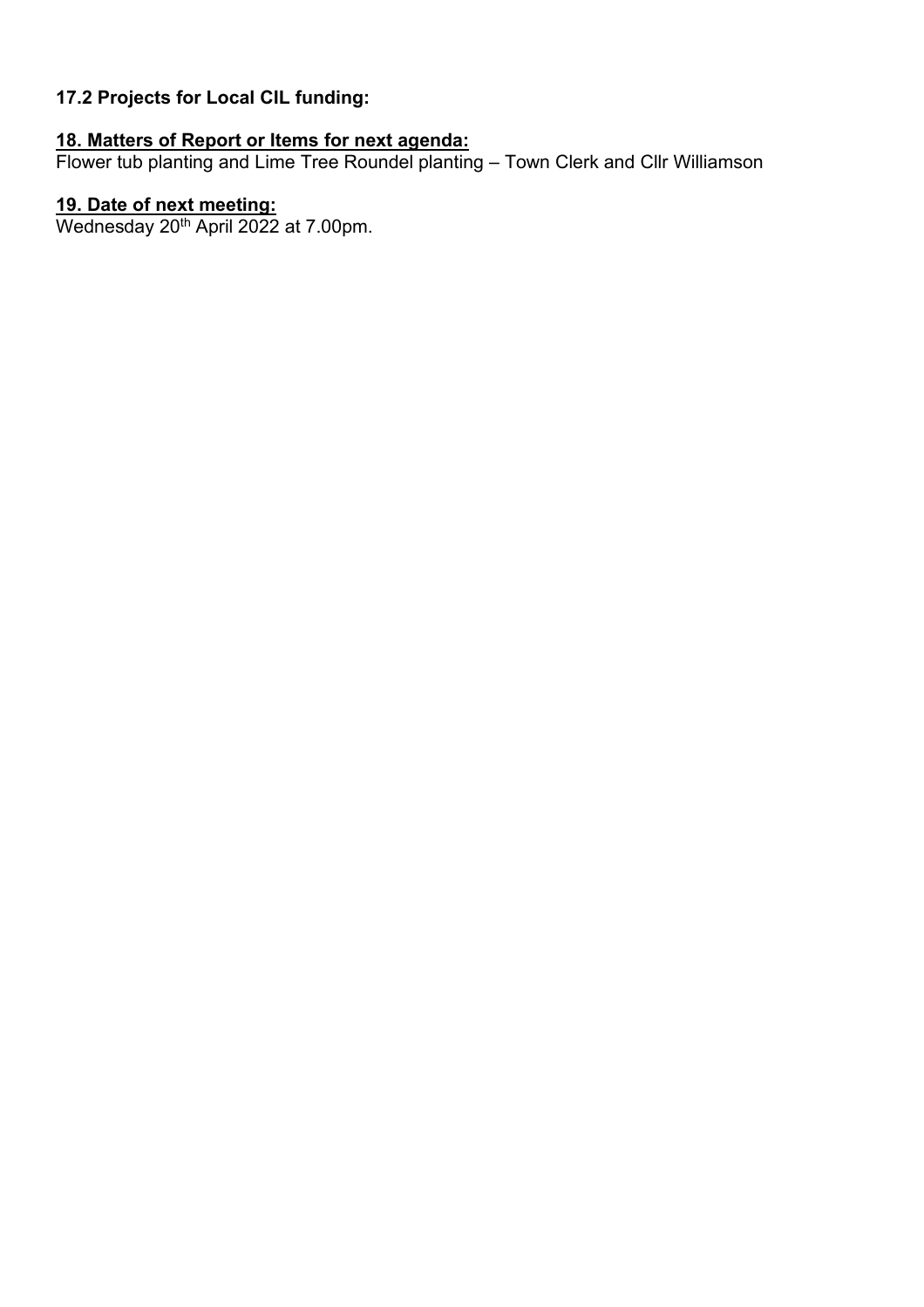**17.2 Projects for Local CIL funding:**

**18. Matters of Report or Items for next agenda:**

Flower tub planting and Lime Tree Roundel planting – Town Clerk and Cllr Williamson

**19. Date of next meeting:**

Wednesday 20th April 2022 at 7.00pm.